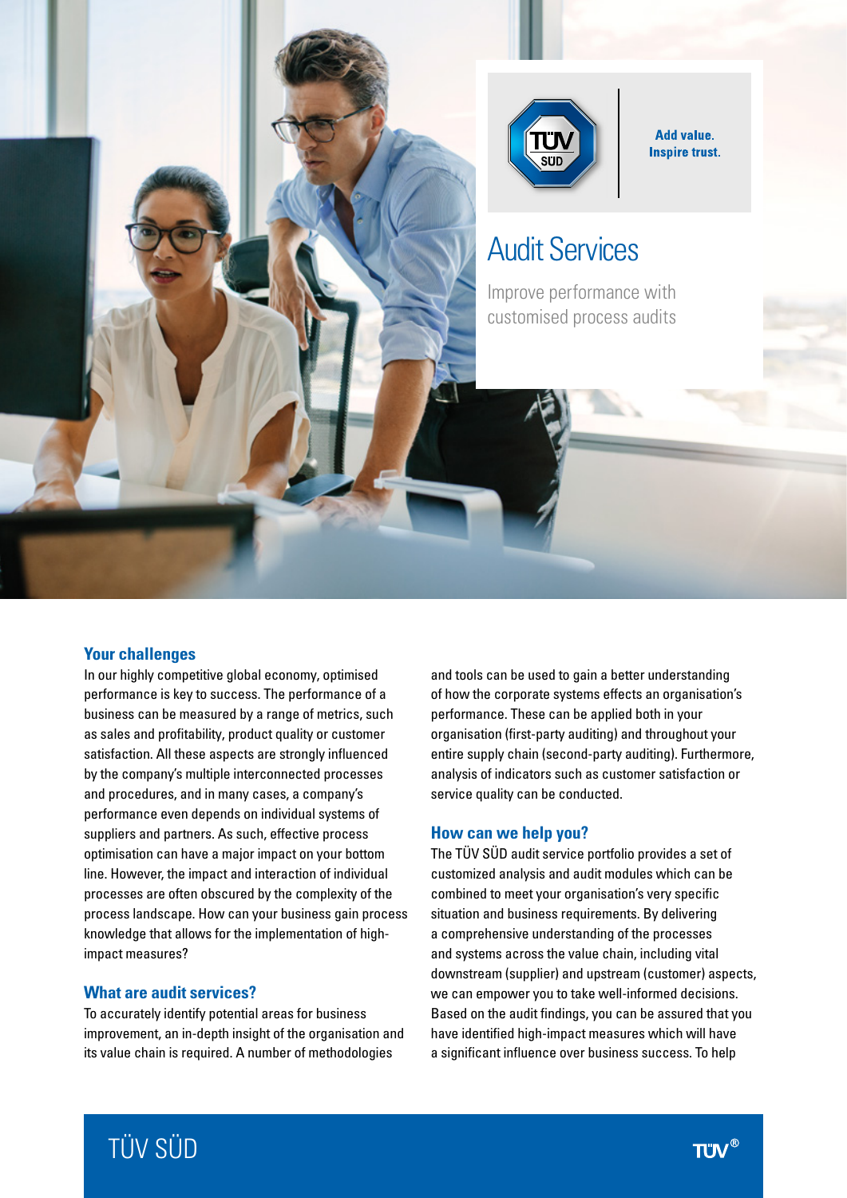Add value.
Inspire trust.

# Audit Services

Improve performance with customised process audits

## Your challenges

In our highly competitive global economy, optimised performance is key to success. The performance of a business can be measured by a range of metrics, such as sales and profitability, product quality or customer satisfaction. All these aspects are strongly influenced by the company's multiple interconnected processes and procedures, and in many cases, a company's performance even depends on individual systems of suppliers and partners. As such, effective process optimisation can have a major impact on your bottom line. However, the impact and interaction of individual processes are often obscured by the complexity of the process landscape. How can your business gain process knowledge that allows for the implementation of high-impact measures?

## What are audit services?

To accurately identify potential areas for business improvement, an in-depth insight of the organisation and its value chain is required. A number of methodologies and tools can be used to gain a better understanding of how the corporate systems effects an organisation's performance. These can be applied both in your organisation (first-party auditing) and throughout your entire supply chain (second-party auditing). Furthermore, analysis of indicators such as customer satisfaction or service quality can be conducted.

## How can we help you?

The TÜV SÜD audit service portfolio provides a set of customized analysis and audit modules which can be combined to meet your organisation's very specific situation and business requirements. By delivering a comprehensive understanding of the processes and systems across the value chain, including vital downstream (supplier) and upstream (customer) aspects, we can empower you to take well-informed decisions. Based on the audit findings, you can be assured that you have identified high-impact measures which will have a significant influence over business success. To help

TÜV SÜD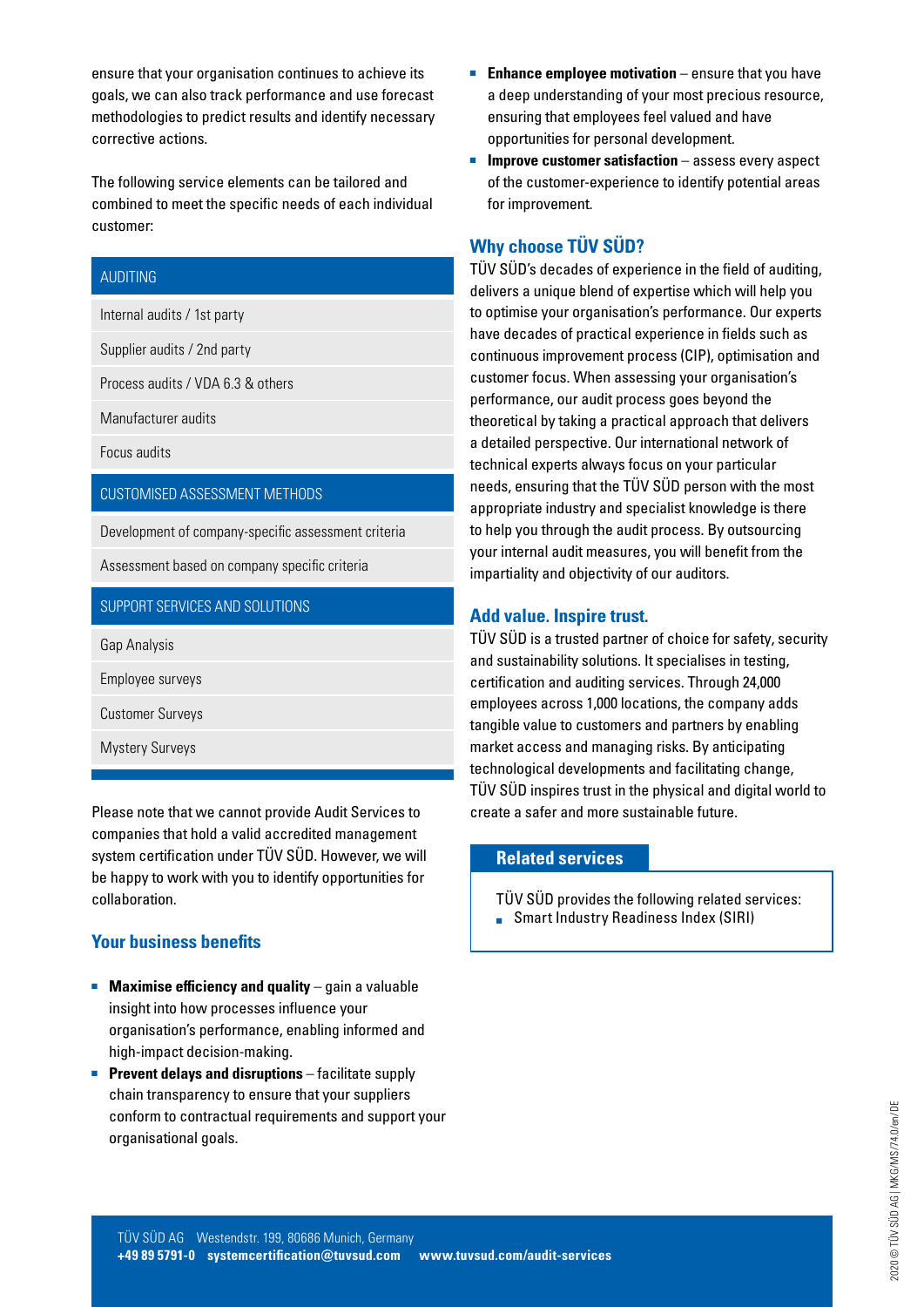ensure that your organisation continues to achieve its goals, we can also track performance and use forecast methodologies to predict results and identify necessary corrective actions.

The following service elements can be tailored and combined to meet the specific needs of each individual customer:

| AUDITING |
| --- |
| Internal audits / 1st party |
| Supplier audits / 2nd party |
| Process audits / VDA 6.3 & others |
| Manufacturer audits |
| Focus audits |
| **CUSTOMISED ASSESSMENT METHODS** |
| Development of company-specific assessment criteria |
| Assessment based on company specific criteria |
| **SUPPORT SERVICES AND SOLUTIONS** |
| Gap Analysis |
| Employee surveys |
| Customer Surveys |
| Mystery Surveys |

Please note that we cannot provide Audit Services to companies that hold a valid accredited management system certification under TÜV SÜD. However, we will be happy to work with you to identify opportunities for collaboration.

## Your business benefits

- **Maximise efficiency and quality** – gain a valuable insight into how processes influence your organisation's performance, enabling informed and high-impact decision-making.
- **Prevent delays and disruptions** – facilitate supply chain transparency to ensure that your suppliers conform to contractual requirements and support your organisational goals.
- **Enhance employee motivation** – ensure that you have a deep understanding of your most precious resource, ensuring that employees feel valued and have opportunities for personal development.
- **Improve customer satisfaction** – assess every aspect of the customer-experience to identify potential areas for improvement.

## Why choose TÜV SÜD?

TÜV SÜD's decades of experience in the field of auditing, delivers a unique blend of expertise which will help you to optimise your organisation's performance. Our experts have decades of practical experience in fields such as continuous improvement process (CIP), optimisation and customer focus. When assessing your organisation's performance, our audit process goes beyond the theoretical by taking a practical approach that delivers a detailed perspective. Our international network of technical experts always focus on your particular needs, ensuring that the TÜV SÜD person with the most appropriate industry and specialist knowledge is there to help you through the audit process. By outsourcing your internal audit measures, you will benefit from the impartiality and objectivity of our auditors.

## Add value. Inspire trust.

TÜV SÜD is a trusted partner of choice for safety, security and sustainability solutions. It specialises in testing, certification and auditing services. Through 24,000 employees across 1,000 locations, the company adds tangible value to customers and partners by enabling market access and managing risks. By anticipating technological developments and facilitating change, TÜV SÜD inspires trust in the physical and digital world to create a safer and more sustainable future.

### Related services

TÜV SÜD provides the following related services:

- Smart Industry Readiness Index (SIRI)

TÜV SÜD AG Westendstr. 199, 80686 Munich, Germany
**+49 89 5791-0 systemcertification@tuvsud.com www.tuvsud.com/audit-services**

2020 © TÜV SÜD AG | MKG/MS/74.0/en/DE